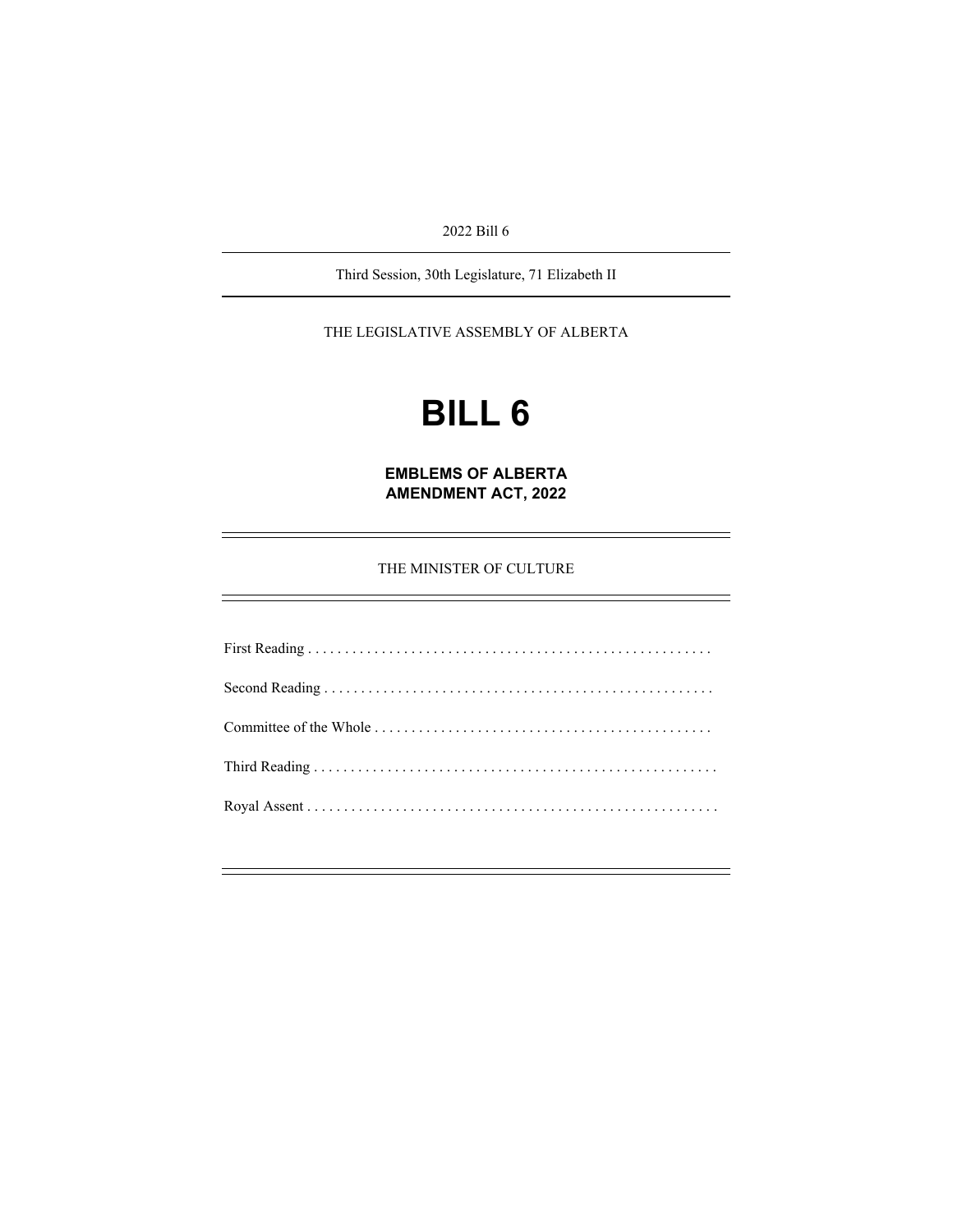2022 Bill 6

---

Third Session, 30th Legislature, 71 Elizabeth II

---

THE LEGISLATIVE ASSEMBLY OF ALBERTA

# BILL 6

## EMBLEMS OF ALBERTA AMENDMENT ACT, 2022

---

THE MINISTER OF CULTURE

---

First Reading . . . . . . . . . . . . . . . . . . . . . . . . . . . . . . . . . . . . . . . . . . . . . . . . . . . . . .

Second Reading . . . . . . . . . . . . . . . . . . . . . . . . . . . . . . . . . . . . . . . . . . . . . . . . . . . .

Committee of the Whole . . . . . . . . . . . . . . . . . . . . . . . . . . . . . . . . . . . . . . . . . . . . .

Third Reading . . . . . . . . . . . . . . . . . . . . . . . . . . . . . . . . . . . . . . . . . . . . . . . . . . . . . .

Royal Assent . . . . . . . . . . . . . . . . . . . . . . . . . . . . . . . . . . . . . . . . . . . . . . . . . . . . . . .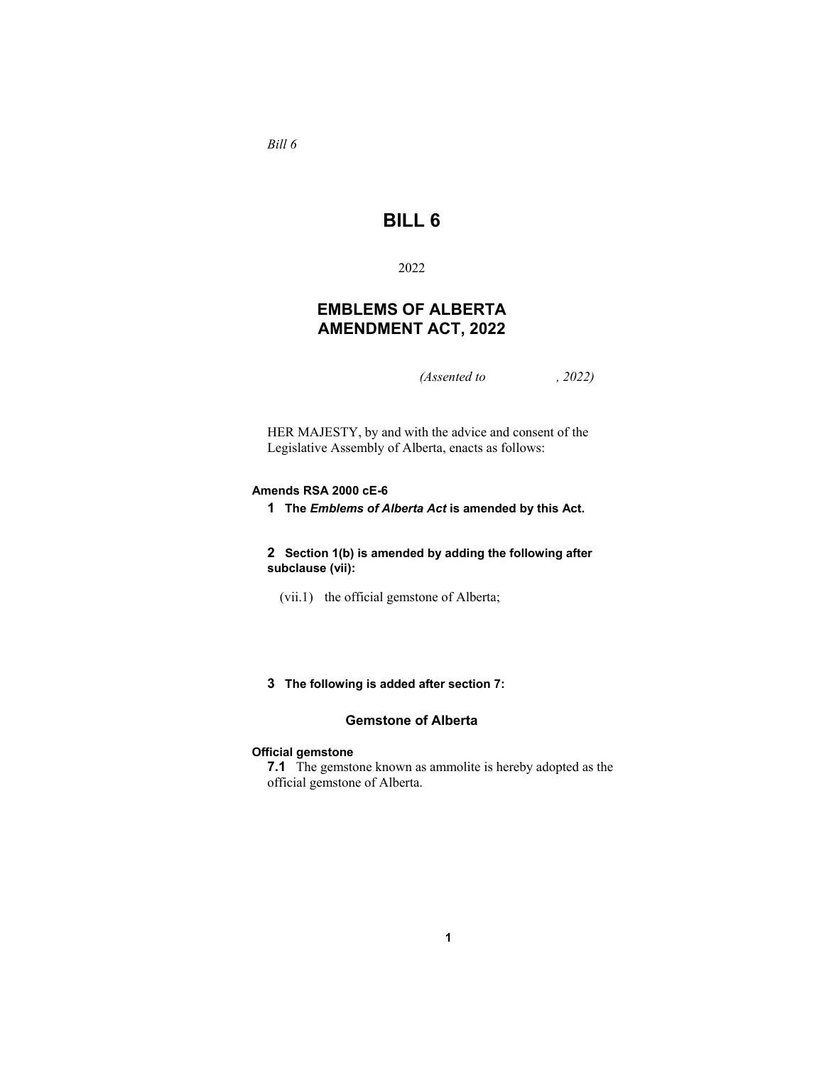*Bill 6*

# BILL 6

2022

## EMBLEMS OF ALBERTA AMENDMENT ACT, 2022

*(Assented to , 2022)*

HER MAJESTY, by and with the advice and consent of the Legislative Assembly of Alberta, enacts as follows:

**Amends RSA 2000 cE-6**

**1 The *Emblems of Alberta Act* is amended by this Act.**

**2 Section 1(b) is amended by adding the following after subclause (vii):**

(vii.1) the official gemstone of Alberta;

**3 The following is added after section 7:**

### Gemstone of Alberta

**Official gemstone**

**7.1** The gemstone known as ammolite is hereby adopted as the official gemstone of Alberta.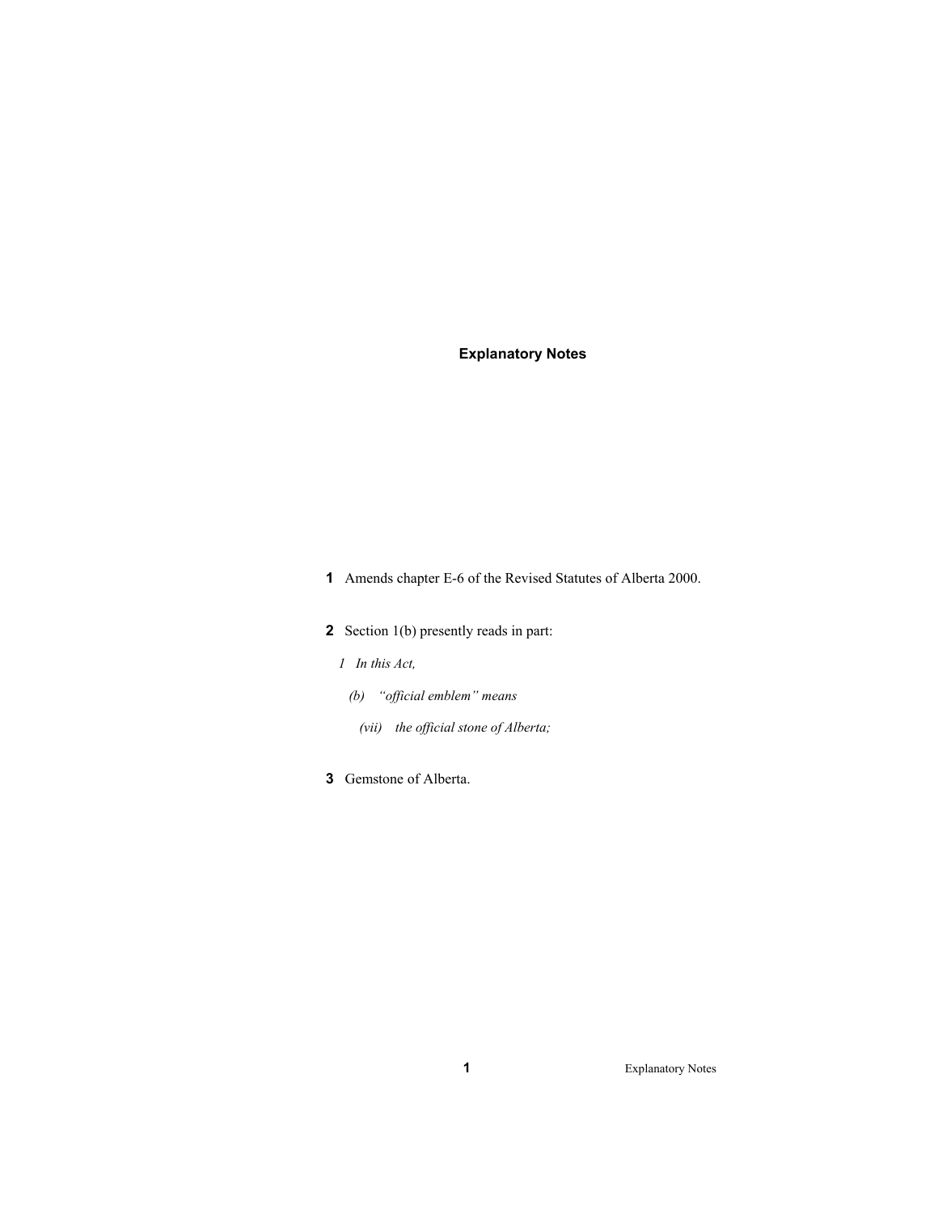## Explanatory Notes

**1** Amends chapter E-6 of the Revised Statutes of Alberta 2000.

**2** Section 1(b) presently reads in part:

*1 In this Act,*

*(b) "official emblem" means*

*(vii) the official stone of Alberta;*

**3** Gemstone of Alberta.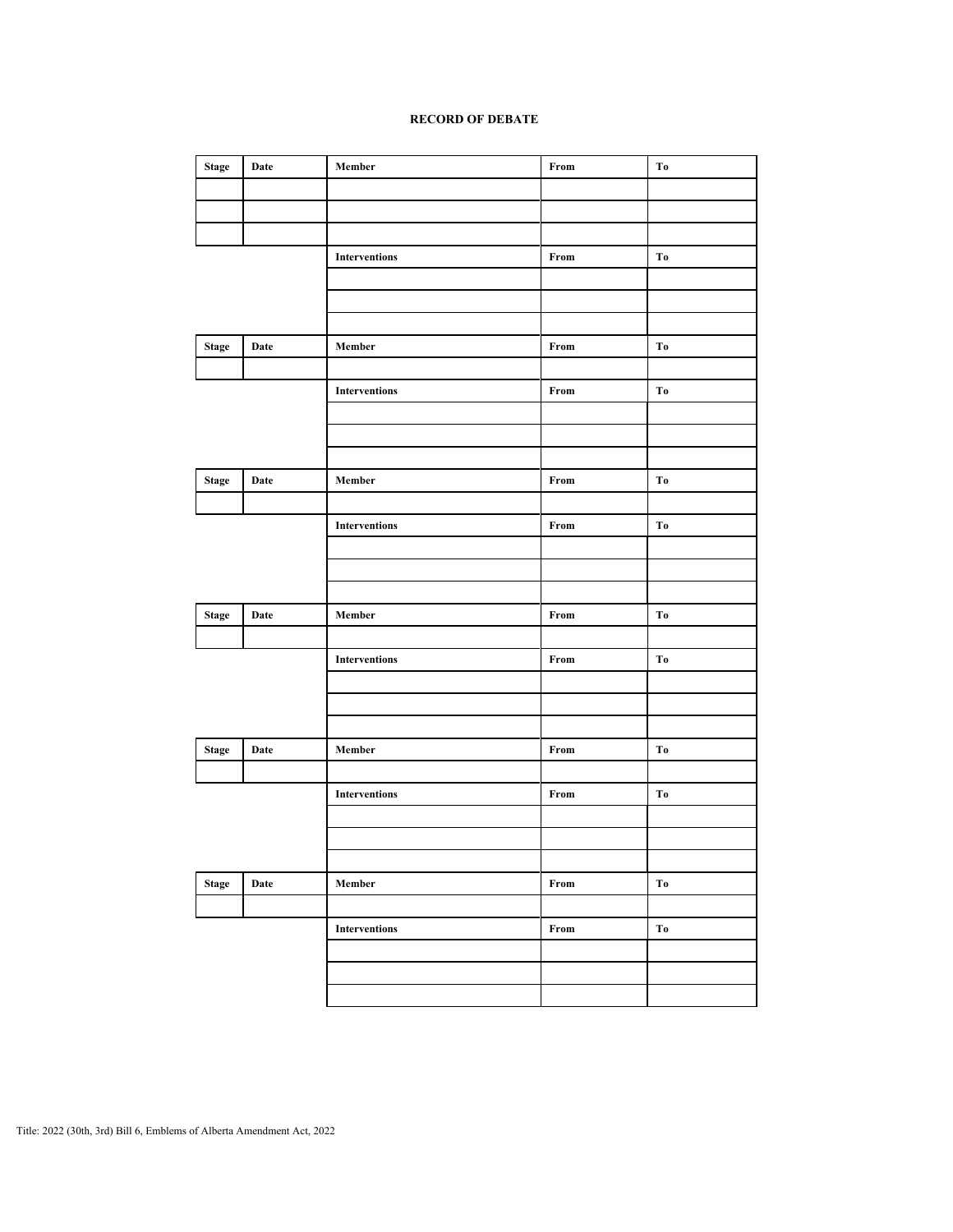**RECORD OF DEBATE**

| Stage | Date | Member | From | To |
|---|---|---|---|---|
| | | | | |
| | | | | |
| | | | | |
| | | **Interventions** | **From** | **To** |
| | | | | |
| | | | | |
| | | | | |
| **Stage** | **Date** | **Member** | **From** | **To** |
| | | | | |
| | | **Interventions** | **From** | **To** |
| | | | | |
| | | | | |
| | | | | |
| **Stage** | **Date** | **Member** | **From** | **To** |
| | | | | |
| | | **Interventions** | **From** | **To** |
| | | | | |
| | | | | |
| | | | | |
| **Stage** | **Date** | **Member** | **From** | **To** |
| | | | | |
| | | **Interventions** | **From** | **To** |
| | | | | |
| | | | | |
| | | | | |
| **Stage** | **Date** | **Member** | **From** | **To** |
| | | | | |
| | | **Interventions** | **From** | **To** |
| | | | | |
| | | | | |
| | | | | |
| **Stage** | **Date** | **Member** | **From** | **To** |
| | | | | |
| | | **Interventions** | **From** | **To** |
| | | | | |
| | | | | |
| | | | | |

Title: 2022 (30th, 3rd) Bill 6, Emblems of Alberta Amendment Act, 2022